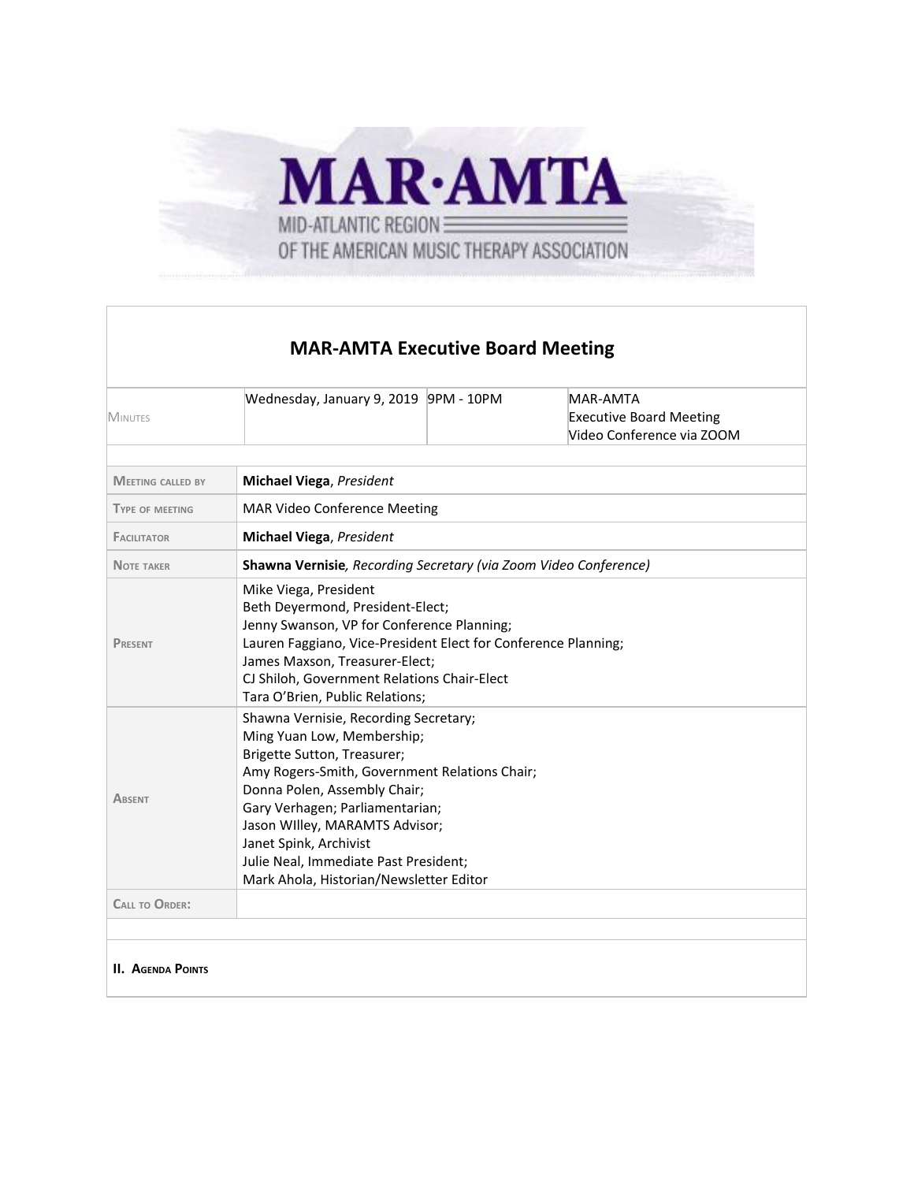MAR·AMTA

MID-ATLANTIC REGION

OF THE AMERICAN MUSIC THERAPY ASSOCIATION

# MAR-AMTA Executive Board Meeting

| | | | |
|---|---|---|---|
| MINUTES | Wednesday, January 9, 2019 | 9PM - 10PM | MAR-AMTA<br>Executive Board Meeting<br>Video Conference via ZOOM |

| | |
|---|---|
| MEETING CALLED BY | **Michael Viega**, *President* |
| TYPE OF MEETING | MAR Video Conference Meeting |
| FACILITATOR | **Michael Viega**, *President* |
| NOTE TAKER | **Shawna Vernisie***, Recording Secretary (via Zoom Video Conference)* |
| PRESENT | Mike Viega, President<br>Beth Deyermond, President-Elect;<br>Jenny Swanson, VP for Conference Planning;<br>Lauren Faggiano, Vice-President Elect for Conference Planning;<br>James Maxson, Treasurer-Elect;<br>CJ Shiloh, Government Relations Chair-Elect<br>Tara O'Brien, Public Relations; |
| ABSENT | Shawna Vernisie, Recording Secretary;<br>Ming Yuan Low, Membership;<br>Brigette Sutton, Treasurer;<br>Amy Rogers-Smith, Government Relations Chair;<br>Donna Polen, Assembly Chair;<br>Gary Verhagen; Parliamentarian;<br>Jason WIlley, MARAMTS Advisor;<br>Janet Spink, Archivist<br>Julie Neal, Immediate Past President;<br>Mark Ahola, Historian/Newsletter Editor |
| CALL TO ORDER: | |

**II. AGENDA POINTS**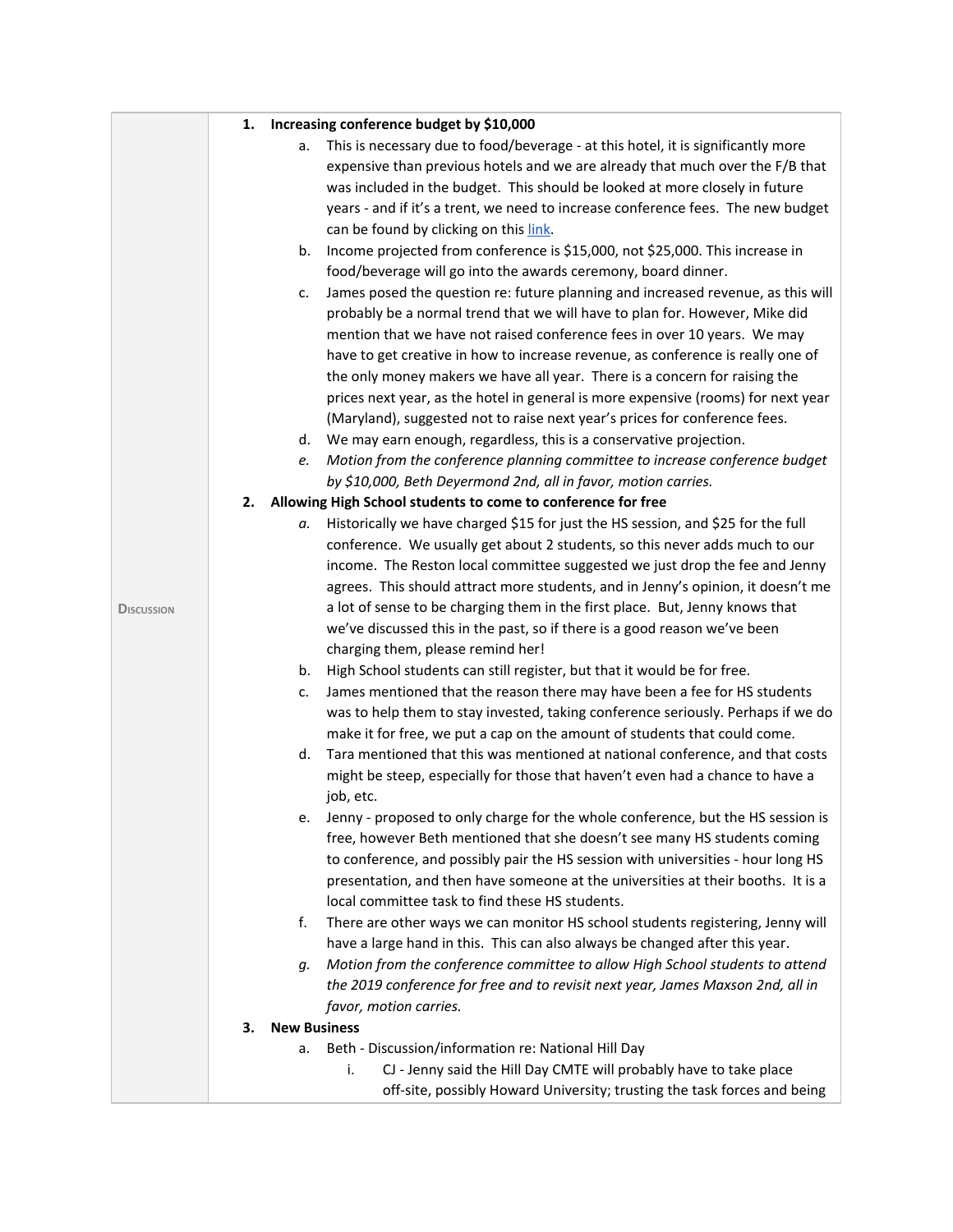**Discussion**

1. **Increasing conference budget by $10,000**
   a. This is necessary due to food/beverage - at this hotel, it is significantly more expensive than previous hotels and we are already that much over the F/B that was included in the budget. This should be looked at more closely in future years - and if it's a trent, we need to increase conference fees. The new budget can be found by clicking on this link.
   b. Income projected from conference is $15,000, not $25,000. This increase in food/beverage will go into the awards ceremony, board dinner.
   c. James posed the question re: future planning and increased revenue, as this will probably be a normal trend that we will have to plan for. However, Mike did mention that we have not raised conference fees in over 10 years. We may have to get creative in how to increase revenue, as conference is really one of the only money makers we have all year. There is a concern for raising the prices next year, as the hotel in general is more expensive (rooms) for next year (Maryland), suggested not to raise next year's prices for conference fees.
   d. We may earn enough, regardless, this is a conservative projection.
   e. *Motion from the conference planning committee to increase conference budget by $10,000, Beth Deyermond 2nd, all in favor, motion carries.*
2. **Allowing High School students to come to conference for free**
   a. Historically we have charged $15 for just the HS session, and $25 for the full conference. We usually get about 2 students, so this never adds much to our income. The Reston local committee suggested we just drop the fee and Jenny agrees. This should attract more students, and in Jenny's opinion, it doesn't me a lot of sense to be charging them in the first place. But, Jenny knows that we've discussed this in the past, so if there is a good reason we've been charging them, please remind her!
   b. High School students can still register, but that it would be for free.
   c. James mentioned that the reason there may have been a fee for HS students was to help them to stay invested, taking conference seriously. Perhaps if we do make it for free, we put a cap on the amount of students that could come.
   d. Tara mentioned that this was mentioned at national conference, and that costs might be steep, especially for those that haven't even had a chance to have a job, etc.
   e. Jenny - proposed to only charge for the whole conference, but the HS session is free, however Beth mentioned that she doesn't see many HS students coming to conference, and possibly pair the HS session with universities - hour long HS presentation, and then have someone at the universities at their booths. It is a local committee task to find these HS students.
   f. There are other ways we can monitor HS school students registering, Jenny will have a large hand in this. This can also always be changed after this year.
   g. *Motion from the conference committee to allow High School students to attend the 2019 conference for free and to revisit next year, James Maxson 2nd, all in favor, motion carries.*
3. **New Business**
   a. Beth - Discussion/information re: National Hill Day
      i. CJ - Jenny said the Hill Day CMTE will probably have to take place off-site, possibly Howard University; trusting the task forces and being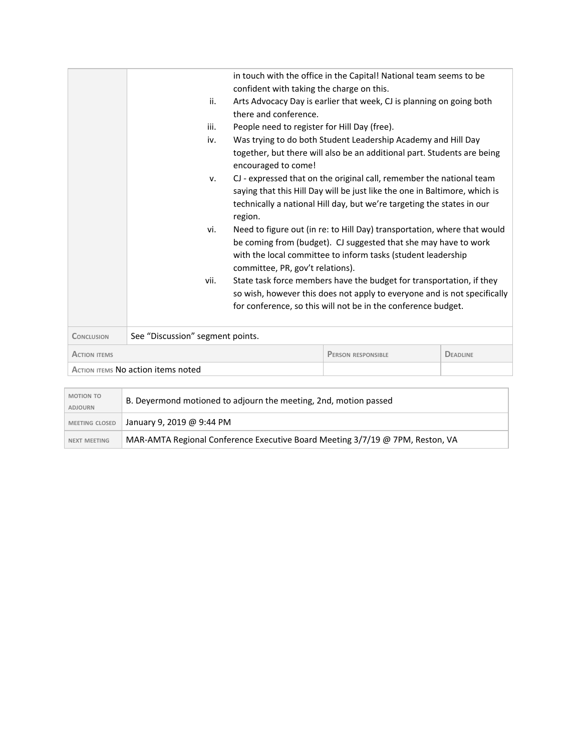| | |
|---|---|
| | in touch with the office in the Capital! National team seems to be confident with taking the charge on this.<br>ii. Arts Advocacy Day is earlier that week, CJ is planning on going both there and conference.<br>iii. People need to register for Hill Day (free).<br>iv. Was trying to do both Student Leadership Academy and Hill Day together, but there will also be an additional part. Students are being encouraged to come!<br>v. CJ - expressed that on the original call, remember the national team saying that this Hill Day will be just like the one in Baltimore, which is technically a national Hill day, but we're targeting the states in our region.<br>vi. Need to figure out (in re: to Hill Day) transportation, where that would be coming from (budget). CJ suggested that she may have to work with the local committee to inform tasks (student leadership committee, PR, gov't relations).<br>vii. State task force members have the budget for transportation, if they so wish, however this does not apply to everyone and is not specifically for conference, so this will not be in the conference budget. |
| CONCLUSION | See "Discussion" segment points. |

| ACTION ITEMS | PERSON RESPONSIBLE | DEADLINE |
|---|---|---|
| ACTION ITEMS No action items noted | | |

| | |
|---|---|
| MOTION TO ADJOURN | B. Deyermond motioned to adjourn the meeting, 2nd, motion passed |
| MEETING CLOSED | January 9, 2019 @ 9:44 PM |
| NEXT MEETING | MAR-AMTA Regional Conference Executive Board Meeting 3/7/19 @ 7PM, Reston, VA |